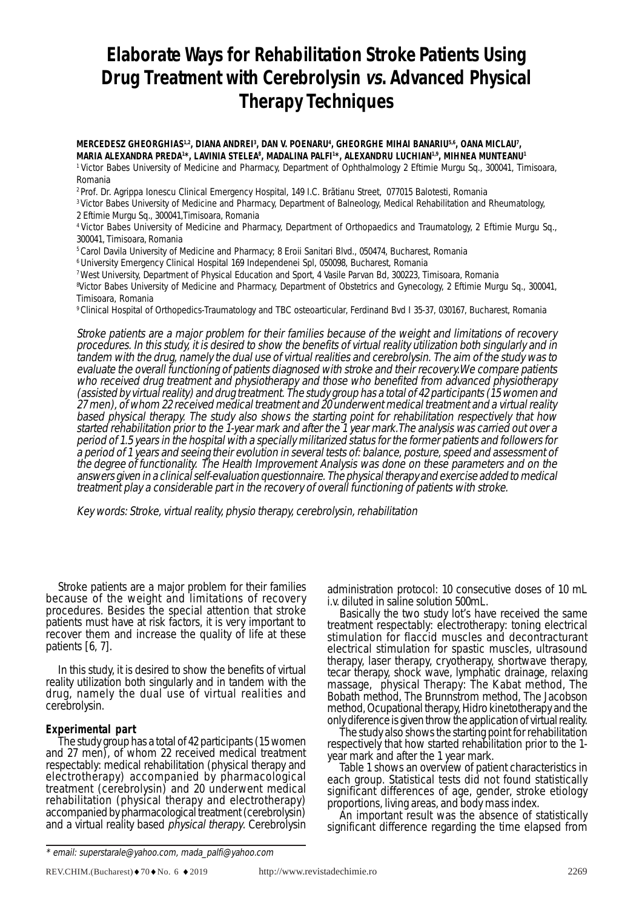# Elaborate Ways for Rehabilitation Stroke Patients Using Drug Treatment with Cerebrolysin *vs.* Advanced Physical Therapy Techniques

**MERCEDESZ GHEORGHIAS[1,2], DIANA ANDREI[3], DAN V. POENARU[4], GHEORGHE MIHAI BANARIU[5,6], OANA MICLAU[7], MARIA ALEXANDRA PREDA[1]\*, LAVINIA STELEA[8], MADALINA PALFI[1]\*, ALEXANDRU LUCHIAN[1,9], MIHNEA MUNTEANU[1]**

[1] Victor Babes University of Medicine and Pharmacy, Department of Ophthalmology 2 Eftimie Murgu Sq., 300041, Timisoara, Romania

[2] Prof. Dr. Agrippa Ionescu Clinical Emergency Hospital, 149 I.C. Brătianu Street, 077015 Balotesti, Romania

[3] Victor Babes University of Medicine and Pharmacy, Department of Balneology, Medical Rehabilitation and Rheumatology, 2 Eftimie Murgu Sq., 300041,Timisoara, Romania

[4] Victor Babes University of Medicine and Pharmacy, Department of Orthopaedics and Traumatology, 2 Eftimie Murgu Sq., 300041, Timisoara, Romania

[5] Carol Davila University of Medicine and Pharmacy; 8 Eroii Sanitari Blvd., 050474, Bucharest, Romania

[6] University Emergency Clinical Hospital 169 Independenei Spl, 050098, Bucharest, Romania

[7] West University, Department of Physical Education and Sport, 4 Vasile Parvan Bd, 300223, Timisoara, Romania

[8] Victor Babes University of Medicine and Pharmacy, Department of Obstetrics and Gynecology, 2 Eftimie Murgu Sq., 300041, Timisoara, Romania

[9] Clinical Hospital of Orthopedics-Traumatology and TBC osteoarticular, Ferdinand Bvd I 35-37, 030167, Bucharest, Romania

*Stroke patients are a major problem for their families because of the weight and limitations of recovery procedures. In this study, it is desired to show the benefits of virtual reality utilization both singularly and in tandem with the drug, namely the dual use of virtual realities and cerebrolysin. The aim of the study was to evaluate the overall functioning of patients diagnosed with stroke and their recovery.We compare patients who received drug treatment and physiotherapy and those who benefited from advanced physiotherapy (assisted by virtual reality) and drug treatment. The study group has a total of 42 participants (15 women and 27 men), of whom 22 received medical treatment and 20 underwent medical treatment and a virtual reality based physical therapy. The study also shows the starting point for rehabilitation respectively that how started rehabilitation prior to the 1-year mark and after the 1 year mark.The analysis was carried out over a period of 1.5 years in the hospital with a specially militarized status for the former patients and followers for a period of 1 years and seeing their evolution in several tests of: balance, posture, speed and assessment of the degree of functionality. The Health Improvement Analysis was done on these parameters and on the answers given in a clinical self-evaluation questionnaire. The physical therapy and exercise added to medical treatment play a considerable part in the recovery of overall functioning of patients with stroke.*

*Key words: Stroke, virtual reality, physio therapy, cerebrolysin, rehabilitation*

Stroke patients are a major problem for their families because of the weight and limitations of recovery procedures. Besides the special attention that stroke patients must have at risk factors, it is very important to recover them and increase the quality of life at these patients [6, 7].

In this study, it is desired to show the benefits of virtual reality utilization both singularly and in tandem with the drug, namely the dual use of virtual realities and cerebrolysin.

## Experimental part

The study group has a total of 42 participants (15 women and 27 men), of whom 22 received medical treatment respectably: medical rehabilitation (physical therapy and electrotherapy) accompanied by pharmacological treatment (cerebrolysin) and 20 underwent medical rehabilitation (physical therapy and electrotherapy) accompanied by pharmacological treatment (cerebrolysin) and a virtual reality based *physical therapy*. Cerebrolysin administration protocol: 10 consecutive doses of 10 mL i.v. diluted in saline solution 500mL.

Basically the two study lot's have received the same treatment respectably: electrotherapy: toning electrical stimulation for flaccid muscles and decontracturant electrical stimulation for spastic muscles, ultrasound therapy, laser therapy, cryotherapy, shortwave therapy, tecar therapy, shock wave, lymphatic drainage, relaxing massage, physical Therapy: The Kabat method, The Bobath method, The Brunnstrom method, The Jacobson method, Ocupational therapy, Hidro kinetotherapy and the only diference is given throw the application of virtual reality.

The study also shows the starting point for rehabilitation respectively that how started rehabilitation prior to the 1-year mark and after the 1 year mark.

Table 1 shows an overview of patient characteristics in each group. Statistical tests did not found statistically significant differences of age, gender, stroke etiology proportions, living areas, and body mass index.

An important result was the absence of statistically significant difference regarding the time elapsed from

\* email: superstarale@yahoo.com, mada_palfi@yahoo.com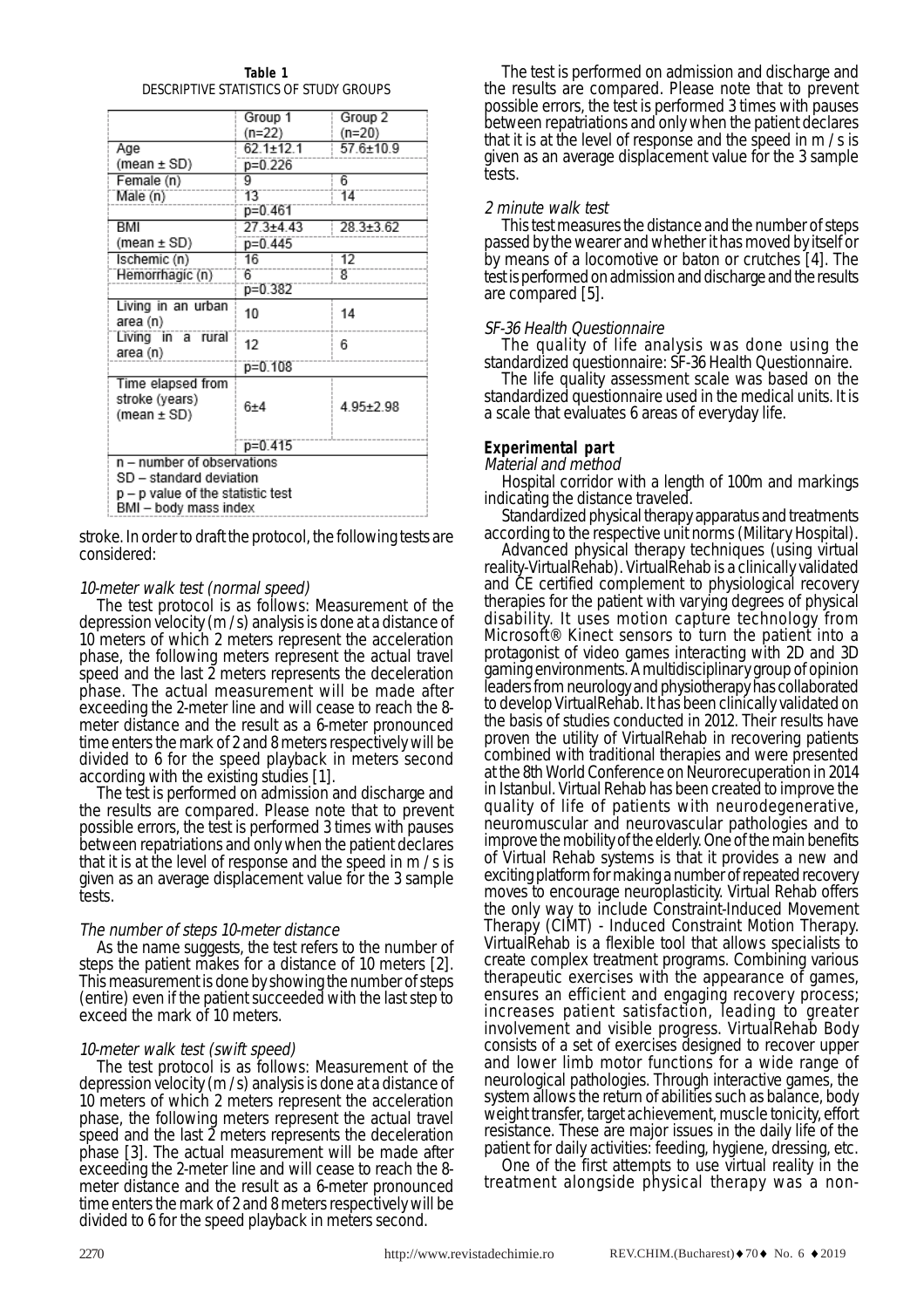**Table 1**
DESCRIPTIVE STATISTICS OF STUDY GROUPS

| | Group 1 (n=22) | Group 2 (n=20) |
|---|---|---|
| Age (mean ± SD) | 62.1±12.1 | 57.6±10.9 |
| | p=0.226 | |
| Female (n) | 9 | 6 |
| Male (n) | 13 | 14 |
| | p=0.461 | |
| BMI (mean ± SD) | 27.3±4.43 | 28.3±3.62 |
| | p=0.445 | |
| Ischemic (n) | 16 | 12 |
| Hemorrhagic (n) | 6 | 8 |
| | p=0.382 | |
| Living in an urban area (n) | 10 | 14 |
| Living in a rural area (n) | 12 | 6 |
| | p=0.108 | |
| Time elapsed from stroke (years) (mean ± SD) | 6±4 | 4.95±2.98 |
| | p=0.415 | |

n – number of observations
SD – standard deviation
p – p value of the statistic test
BMI – body mass index

stroke. In order to draft the protocol, the following tests are considered:

*10-meter walk test (normal speed)*

The test protocol is as follows: Measurement of the depression velocity (m / s) analysis is done at a distance of 10 meters of which 2 meters represent the acceleration phase, the following meters represent the actual travel speed and the last 2 meters represents the deceleration phase. The actual measurement will be made after exceeding the 2-meter line and will cease to reach the 8-meter distance and the result as a 6-meter pronounced time enters the mark of 2 and 8 meters respectively will be divided to 6 for the speed playback in meters second according with the existing studies [1].

The test is performed on admission and discharge and the results are compared. Please note that to prevent possible errors, the test is performed 3 times with pauses between repatriations and only when the patient declares that it is at the level of response and the speed in m / s is given as an average displacement value for the 3 sample tests.

*The number of steps 10-meter distance*

As the name suggests, the test refers to the number of steps the patient makes for a distance of 10 meters [2]. This measurement is done by showing the number of steps (entire) even if the patient succeeded with the last step to exceed the mark of 10 meters.

*10-meter walk test (swift speed)*

The test protocol is as follows: Measurement of the depression velocity (m / s) analysis is done at a distance of 10 meters of which 2 meters represent the acceleration phase, the following meters represent the actual travel speed and the last 2 meters represents the deceleration phase [3]. The actual measurement will be made after exceeding the 2-meter line and will cease to reach the 8-meter distance and the result as a 6-meter pronounced time enters the mark of 2 and 8 meters respectively will be divided to 6 for the speed playback in meters second.

The test is performed on admission and discharge and the results are compared. Please note that to prevent possible errors, the test is performed 3 times with pauses between repatriations and only when the patient declares that it is at the level of response and the speed in m / s is given as an average displacement value for the 3 sample tests.

*2 minute walk test*

This test measures the distance and the number of steps passed by the wearer and whether it has moved by itself or by means of a locomotive or baton or crutches [4]. The test is performed on admission and discharge and the results are compared [5].

*SF-36 Health Questionnaire*

The quality of life analysis was done using the standardized questionnaire: SF-36 Health Questionnaire.

The life quality assessment scale was based on the standardized questionnaire used in the medical units. It is a scale that evaluates 6 areas of everyday life.

## Experimental part

*Material and method*

Hospital corridor with a length of 100m and markings indicating the distance traveled.

Standardized physical therapy apparatus and treatments according to the respective unit norms (Military Hospital).

Advanced physical therapy techniques (using virtual reality-VirtualRehab). VirtualRehab is a clinically validated and CE certified complement to physiological recovery therapies for the patient with varying degrees of physical disability. It uses motion capture technology from Microsoft® Kinect sensors to turn the patient into a protagonist of video games interacting with 2D and 3D gaming environments. A multidisciplinary group of opinion leaders from neurology and physiotherapy has collaborated to develop VirtualRehab. It has been clinically validated on the basis of studies conducted in 2012. Their results have proven the utility of VirtualRehab in recovering patients combined with traditional therapies and were presented at the 8th World Conference on Neurorecuperation in 2014 in Istanbul. Virtual Rehab has been created to improve the quality of life of patients with neurodegenerative, neuromuscular and neurovascular pathologies and to improve the mobility of the elderly. One of the main benefits of Virtual Rehab systems is that it provides a new and exciting platform for making a number of repeated recovery moves to encourage neuroplasticity. Virtual Rehab offers the only way to include Constraint-Induced Movement Therapy (CIMT) - Induced Constraint Motion Therapy. VirtualRehab is a flexible tool that allows specialists to create complex treatment programs. Combining various therapeutic exercises with the appearance of games, ensures an efficient and engaging recovery process; increases patient satisfaction, leading to greater involvement and visible progress. VirtualRehab Body consists of a set of exercises designed to recover upper and lower limb motor functions for a wide range of neurological pathologies. Through interactive games, the system allows the return of abilities such as balance, body weight transfer, target achievement, muscle tonicity, effort resistance. These are major issues in the daily life of the patient for daily activities: feeding, hygiene, dressing, etc.

One of the first attempts to use virtual reality in the treatment alongside physical therapy was a non-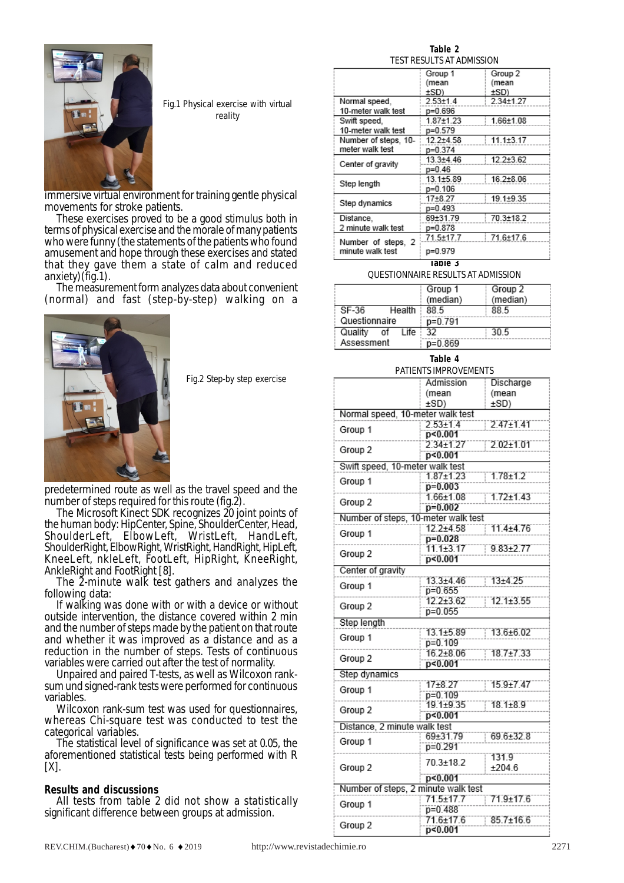Fig.1 Physical exercise with virtual reality

immersive virtual environment for training gentle physical movements for stroke patients.

These exercises proved to be a good stimulus both in terms of physical exercise and the morale of many patients who were funny (the statements of the patients who found amusement and hope through these exercises and stated that they gave them a state of calm and reduced anxiety)(fig.1).

The measurement form analyzes data about convenient (normal) and fast (step-by-step) walking on a

Fig.2 Step-by step exercise

predetermined route as well as the travel speed and the number of steps required for this route (fig.2).

The Microsoft Kinect SDK recognizes 20 joint points of the human body: HipCenter, Spine, ShoulderCenter, Head, ShoulderLeft, ElbowLeft, WristLeft, HandLeft, ShoulderRight, ElbowRight, WristRight, HandRight, HipLeft, KneeLeft, nkleLeft, FootLeft, HipRight, KneeRight, AnkleRight and FootRight [8].

The 2-minute walk test gathers and analyzes the following data:

If walking was done with or with a device or without outside intervention, the distance covered within 2 min and the number of steps made by the patient on that route and whether it was improved as a distance and as a reduction in the number of steps. Tests of continuous variables were carried out after the test of normality.

Unpaired and paired T-tests, as well as Wilcoxon rank-sum und signed-rank tests were performed for continuous variables.

Wilcoxon rank-sum test was used for questionnaires, whereas Chi-square test was conducted to test the categorical variables.

The statistical level of significance was set at 0.05, the aforementioned statistical tests being performed with R [X].

**Results and discussions**

All tests from table 2 did not show a statistically significant difference between groups at admission.

**Table 2**
TEST RESULTS AT ADMISSION

| | Group 1 (mean ±SD) | Group 2 (mean ±SD) |
|---|---|---|
| Normal speed, 10-meter walk test | 2.53±1.4 | 2.34±1.27 |
| | p=0.696 | |
| Swift speed, 10-meter walk test | 1.87±1.23 | 1.66±1.08 |
| | p=0.579 | |
| Number of steps, 10-meter walk test | 12.2±4.58 | 11.1±3.17 |
| | p=0.374 | |
| Center of gravity | 13.3±4.46 | 12.2±3.62 |
| | p=0.46 | |
| Step length | 13.1±5.89 | 16.2±8.06 |
| | p=0.106 | |
| Step dynamics | 17±8.27 | 19.1±9.35 |
| | p=0.493 | |
| Distance, 2 minute walk test | 69±31.79 | 70.3±18.2 |
| | p=0.878 | |
| Number of steps, 2 minute walk test | 71.5±17.7 | 71.6±17.6 |
| | p=0.979 | |

**Table 3**
QUESTIONNAIRE RESULTS AT ADMISSION

| | Group 1 (median) | Group 2 (median) |
|---|---|---|
| SF-36 Health Questionnaire | 88.5 | 88.5 |
| | p=0.791 | |
| Quality of Life Assessment | 32 | 30.5 |
| | p=0.869 | |

**Table 4**
PATIENTS IMPROVEMENTS

| | Admission (mean ±SD) | Discharge (mean ±SD) |
|---|---|---|
| Normal speed, 10-meter walk test | | |
| Group 1 | 2.53±1.4 | 2.47±1.41 |
| | **p<0.001** | |
| Group 2 | 2.34±1.27 | 2.02±1.01 |
| | **p<0.001** | |
| Swift speed, 10-meter walk test | | |
| Group 1 | 1.87±1.23 | 1.78±1.2 |
| | **p=0.003** | |
| Group 2 | 1.66±1.08 | 1.72±1.43 |
| | **p=0.002** | |
| Number of steps, 10-meter walk test | | |
| Group 1 | 12.2±4.58 | 11.4±4.76 |
| | **p=0.028** | |
| Group 2 | 11.1±3.17 | 9.83±2.77 |
| | **p<0.001** | |
| Center of gravity | | |
| Group 1 | 13.3±4.46 | 13±4.25 |
| | p=0.655 | |
| Group 2 | 12.2±3.62 | 12.1±3.55 |
| | p=0.055 | |
| Step length | | |
| Group 1 | 13.1±5.89 | 13.6±6.02 |
| | p=0.109 | |
| Group 2 | 16.2±8.06 | 18.7±7.33 |
| | **p<0.001** | |
| Step dynamics | | |
| Group 1 | 17±8.27 | 15.9±7.47 |
| | p=0.109 | |
| Group 2 | 19.1±9.35 | 18.1±8.9 |
| | **p<0.001** | |
| Distance, 2 minute walk test | | |
| Group 1 | 69±31.79 | 69.6±32.8 |
| | p=0.291 | |
| Group 2 | 70.3±18.2 | 131.9 ±204.6 |
| | **p<0.001** | |
| Number of steps, 2 minute walk test | | |
| Group 1 | 71.5±17.7 | 71.9±17.6 |
| | p=0.488 | |
| Group 2 | 71.6±17.6 | 85.7±16.6 |
| | **p<0.001** | |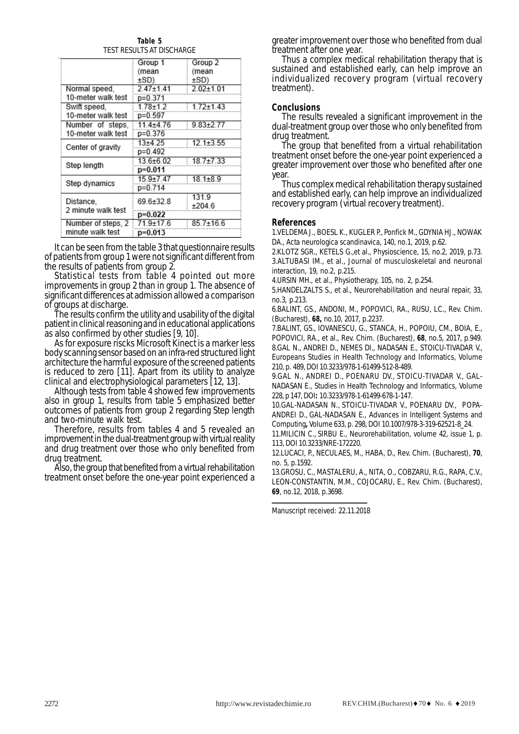**Table 5**
TEST RESULTS AT DISCHARGE

| | Group 1 (mean ±SD) | Group 2 (mean ±SD) |
|---|---|---|
| Normal speed, 10-meter walk test | 2.47±1.41 | 2.02±1.01 |
| | p=0.371 | |
| Swift speed, 10-meter walk test | 1.78±1.2 | 1.72±1.43 |
| | p=0.597 | |
| Number of steps, 10-meter walk test | 11.4±4.76 | 9.83±2.77 |
| | p=0.376 | |
| Center of gravity | 13±4.25 | 12.1±3.55 |
| | p=0.492 | |
| Step length | 13.6±6.02 | 18.7±7.33 |
| | **p=0.011** | |
| Step dynamics | 15.9±7.47 | 18.1±8.9 |
| | p=0.714 | |
| Distance, 2 minute walk test | 69.6±32.8 | 131.9 ±204.6 |
| | **p=0.022** | |
| Number of steps, 2 minute walk test | 71.9±17.6 | 85.7±16.6 |
| | **p=0.013** | |

It can be seen from the table 3 that questionnaire results of patients from group 1 were not significant different from the results of patients from group 2.

Statistical tests from table 4 pointed out more improvements in group 2 than in group 1. The absence of significant differences at admission allowed a comparison of groups at discharge.

The results confirm the utility and usability of the digital patient in clinical reasoning and in educational applications as also confirmed by other studies [9, 10].

As for exposure riscks Microsoft Kinect is a marker less body scanning sensor based on an infra-red structured light architecture the harmful exposure of the screened patients is reduced to zero [11]. Apart from its utility to analyze clinical and electrophysiological parameters [12, 13].

Although tests from table 4 showed few improvements also in group 1, results from table 5 emphasized better outcomes of patients from group 2 regarding Step length and two-minute walk test.

Therefore, results from tables 4 and 5 revealed an improvement in the dual-treatment group with virtual reality and drug treatment over those who only benefited from drug treatment.

Also, the group that benefited from a virtual rehabilitation treatment onset before the one-year point experienced a greater improvement over those who benefited from dual treatment after one year.

Thus a complex medical rehabilitation therapy that is sustained and established early, can help improve an individualized recovery program (virtual recovery treatment).

## Conclusions

The results revealed a significant improvement in the dual-treatment group over those who only benefited from drug treatment.

The group that benefited from a virtual rehabilitation treatment onset before the one-year point experienced a greater improvement over those who benefited after one year.

Thus complex medical rehabilitation therapy sustained and established early, can help improve an individualized recovery program (virtual recovery treatment).

## References

1.VELDEMA J., BOESL K., KUGLER P., Ponfick M., GDYNIA HJ., NOWAK DA., Acta neurologica scandinavica, 140, no.1, 2019, p.62.

2.KLOTZ SGR., KETELS G.,et al., Physioscience, 15, no.2, 2019, p.73.

3.ALTUBASI IM., et al., Journal of musculoskeletal and neuronal interaction, 19, no.2, p.215.

4.URSIN MH., et al., Physiotherapy, 105, no. 2, p.254.

5.HANDELZALTS S., et al., Neurorehabilitation and neural repair, 33, no.3, p.213.

6.BALINT, GS., ANDONI, M., POPOVICI, RA., RUSU, LC., Rev. Chim. (Bucharest), **68,** no.10, 2017, p.2237.

7.BALINT, GS., IOVANESCU, G., STANCA, H., POPOIU, CM., BOIA, E., POPOVICI, RA., et al., Rev. Chim. (Bucharest), **68**, no.5, 2017, p.949.

8.GAL N., ANDREI D., NEMES DI., NADASAN E., STOICU-TIVADAR V., Europeans Studies in Health Technology and Informatics, Volume 210, p. 489, DOI 10.3233/978-1-61499-512-8-489.

9.GAL N., ANDREI D., POENARU DV., STOICU-TIVADAR V., GAL-NADASAN E., Studies in Health Technology and Informatics, Volume 228, p 147, DOI**:** 10.3233/978-1-61499-678-1-147.

10.GAL-NADASAN N., STOICU-TIVADAR V., POENARU DV., POPA-ANDREI D., GAL-NADASAN E., Advances in Intelligent Systems and Computing**,** Volume 633, p. 298, DOI 10.1007/978-3-319-62521-8_24.

11.MILICIN C., SIRBU E., Neurorehabilitation, volume 42, issue 1, p. 113, DOI 10.3233/NRE-172220.

12.LUCACI, P., NECULAES, M., HABA, D., Rev. Chim. (Bucharest), **70**, no. 5, p.1592.

13.GROSU, C., MASTALERU, A., NITA, O., COBZARU, R.G., RAPA, C.V., LEON-CONSTANTIN, M.M., COJOCARU, E., Rev. Chim. (Bucharest), **69**, no.12, 2018, p.3698.

Manuscript received: 22.11.2018